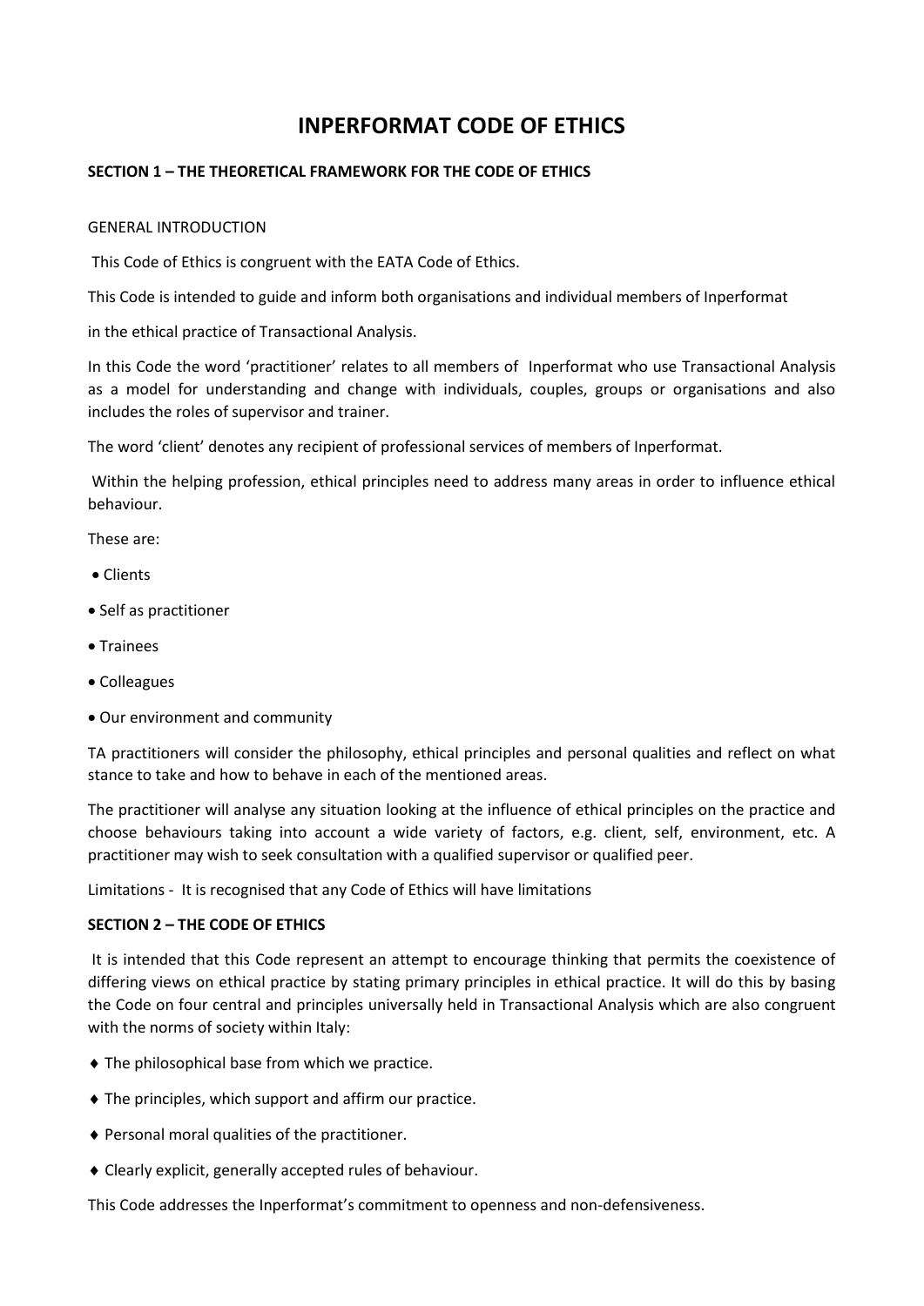# INPERFORMAT CODE OF ETHICS

## SECTION 1 – THE THEORETICAL FRAMEWORK FOR THE CODE OF ETHICS

GENERAL INTRODUCTION

This Code of Ethics is congruent with the EATA Code of Ethics.

This Code is intended to guide and inform both organisations and individual members of Inperformat

in the ethical practice of Transactional Analysis.

In this Code the word 'practitioner' relates to all members of Inperformat who use Transactional Analysis as a model for understanding and change with individuals, couples, groups or organisations and also includes the roles of supervisor and trainer.

The word 'client' denotes any recipient of professional services of members of Inperformat.

Within the helping profession, ethical principles need to address many areas in order to influence ethical behaviour.

These are:

- Clients
- Self as practitioner
- Trainees
- Colleagues
- Our environment and community

TA practitioners will consider the philosophy, ethical principles and personal qualities and reflect on what stance to take and how to behave in each of the mentioned areas.

The practitioner will analyse any situation looking at the influence of ethical principles on the practice and choose behaviours taking into account a wide variety of factors, e.g. client, self, environment, etc. A practitioner may wish to seek consultation with a qualified supervisor or qualified peer.

Limitations - It is recognised that any Code of Ethics will have limitations

## SECTION 2 – THE CODE OF ETHICS

It is intended that this Code represent an attempt to encourage thinking that permits the coexistence of differing views on ethical practice by stating primary principles in ethical practice. It will do this by basing the Code on four central and principles universally held in Transactional Analysis which are also congruent with the norms of society within Italy:

- ♦ The philosophical base from which we practice.
- ♦ The principles, which support and affirm our practice.
- ♦ Personal moral qualities of the practitioner.
- ♦ Clearly explicit, generally accepted rules of behaviour.

This Code addresses the Inperformat's commitment to openness and non-defensiveness.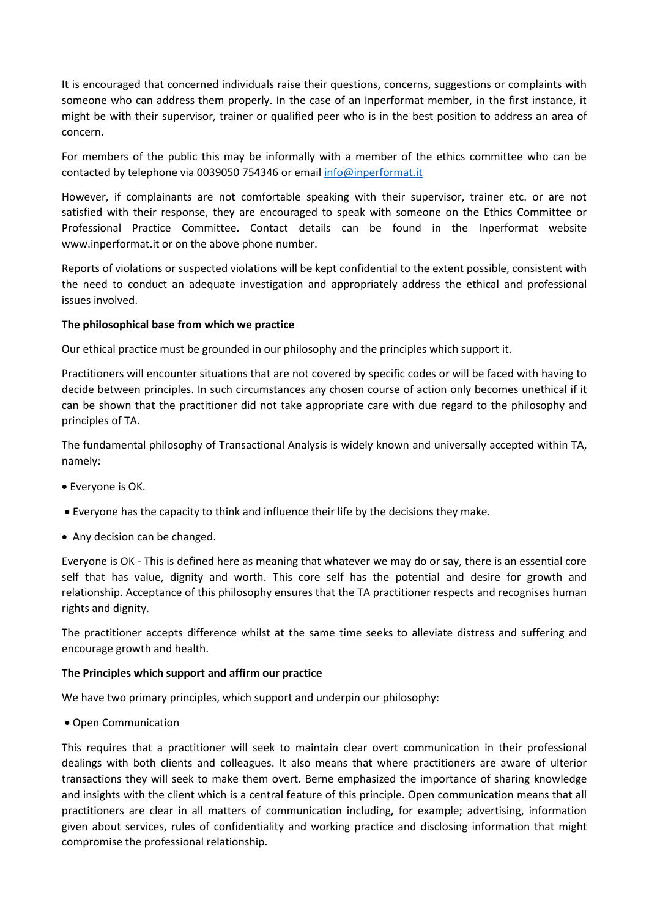It is encouraged that concerned individuals raise their questions, concerns, suggestions or complaints with someone who can address them properly. In the case of an Inperformat member, in the first instance, it might be with their supervisor, trainer or qualified peer who is in the best position to address an area of concern.

For members of the public this may be informally with a member of the ethics committee who can be contacted by telephone via 0039050 754346 or email [info@inperformat.it](mailto:info@inperformat.it)

However, if complainants are not comfortable speaking with their supervisor, trainer etc. or are not satisfied with their response, they are encouraged to speak with someone on the Ethics Committee or Professional Practice Committee. Contact details can be found in the Inperformat website www.inperformat.it or on the above phone number.

Reports of violations or suspected violations will be kept confidential to the extent possible, consistent with the need to conduct an adequate investigation and appropriately address the ethical and professional issues involved.

**The philosophical base from which we practice**

Our ethical practice must be grounded in our philosophy and the principles which support it.

Practitioners will encounter situations that are not covered by specific codes or will be faced with having to decide between principles. In such circumstances any chosen course of action only becomes unethical if it can be shown that the practitioner did not take appropriate care with due regard to the philosophy and principles of TA.

The fundamental philosophy of Transactional Analysis is widely known and universally accepted within TA, namely:

- Everyone is OK.
- Everyone has the capacity to think and influence their life by the decisions they make.
- Any decision can be changed.

Everyone is OK - This is defined here as meaning that whatever we may do or say, there is an essential core self that has value, dignity and worth. This core self has the potential and desire for growth and relationship. Acceptance of this philosophy ensures that the TA practitioner respects and recognises human rights and dignity.

The practitioner accepts difference whilst at the same time seeks to alleviate distress and suffering and encourage growth and health.

**The Principles which support and affirm our practice**

We have two primary principles, which support and underpin our philosophy:

- Open Communication

This requires that a practitioner will seek to maintain clear overt communication in their professional dealings with both clients and colleagues. It also means that where practitioners are aware of ulterior transactions they will seek to make them overt. Berne emphasized the importance of sharing knowledge and insights with the client which is a central feature of this principle. Open communication means that all practitioners are clear in all matters of communication including, for example; advertising, information given about services, rules of confidentiality and working practice and disclosing information that might compromise the professional relationship.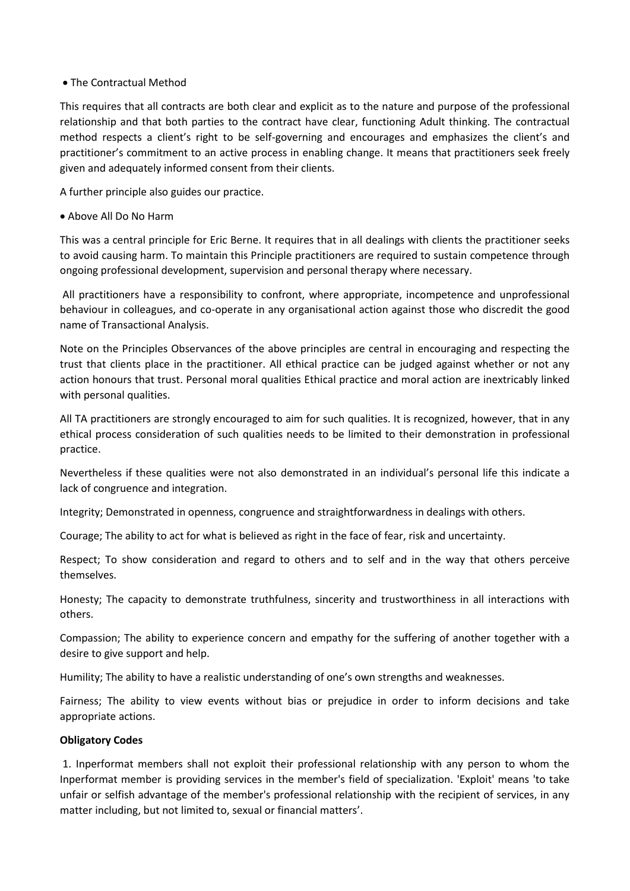- The Contractual Method

This requires that all contracts are both clear and explicit as to the nature and purpose of the professional relationship and that both parties to the contract have clear, functioning Adult thinking. The contractual method respects a client's right to be self-governing and encourages and emphasizes the client's and practitioner's commitment to an active process in enabling change. It means that practitioners seek freely given and adequately informed consent from their clients.

A further principle also guides our practice.

- Above All Do No Harm

This was a central principle for Eric Berne. It requires that in all dealings with clients the practitioner seeks to avoid causing harm. To maintain this Principle practitioners are required to sustain competence through ongoing professional development, supervision and personal therapy where necessary.

All practitioners have a responsibility to confront, where appropriate, incompetence and unprofessional behaviour in colleagues, and co-operate in any organisational action against those who discredit the good name of Transactional Analysis.

Note on the Principles Observances of the above principles are central in encouraging and respecting the trust that clients place in the practitioner. All ethical practice can be judged against whether or not any action honours that trust. Personal moral qualities Ethical practice and moral action are inextricably linked with personal qualities.

All TA practitioners are strongly encouraged to aim for such qualities. It is recognized, however, that in any ethical process consideration of such qualities needs to be limited to their demonstration in professional practice.

Nevertheless if these qualities were not also demonstrated in an individual's personal life this indicate a lack of congruence and integration.

Integrity; Demonstrated in openness, congruence and straightforwardness in dealings with others.

Courage; The ability to act for what is believed as right in the face of fear, risk and uncertainty.

Respect; To show consideration and regard to others and to self and in the way that others perceive themselves.

Honesty; The capacity to demonstrate truthfulness, sincerity and trustworthiness in all interactions with others.

Compassion; The ability to experience concern and empathy for the suffering of another together with a desire to give support and help.

Humility; The ability to have a realistic understanding of one's own strengths and weaknesses.

Fairness; The ability to view events without bias or prejudice in order to inform decisions and take appropriate actions.

**Obligatory Codes**

1. Inperformat members shall not exploit their professional relationship with any person to whom the Inperformat member is providing services in the member's field of specialization. 'Exploit' means 'to take unfair or selfish advantage of the member's professional relationship with the recipient of services, in any matter including, but not limited to, sexual or financial matters'.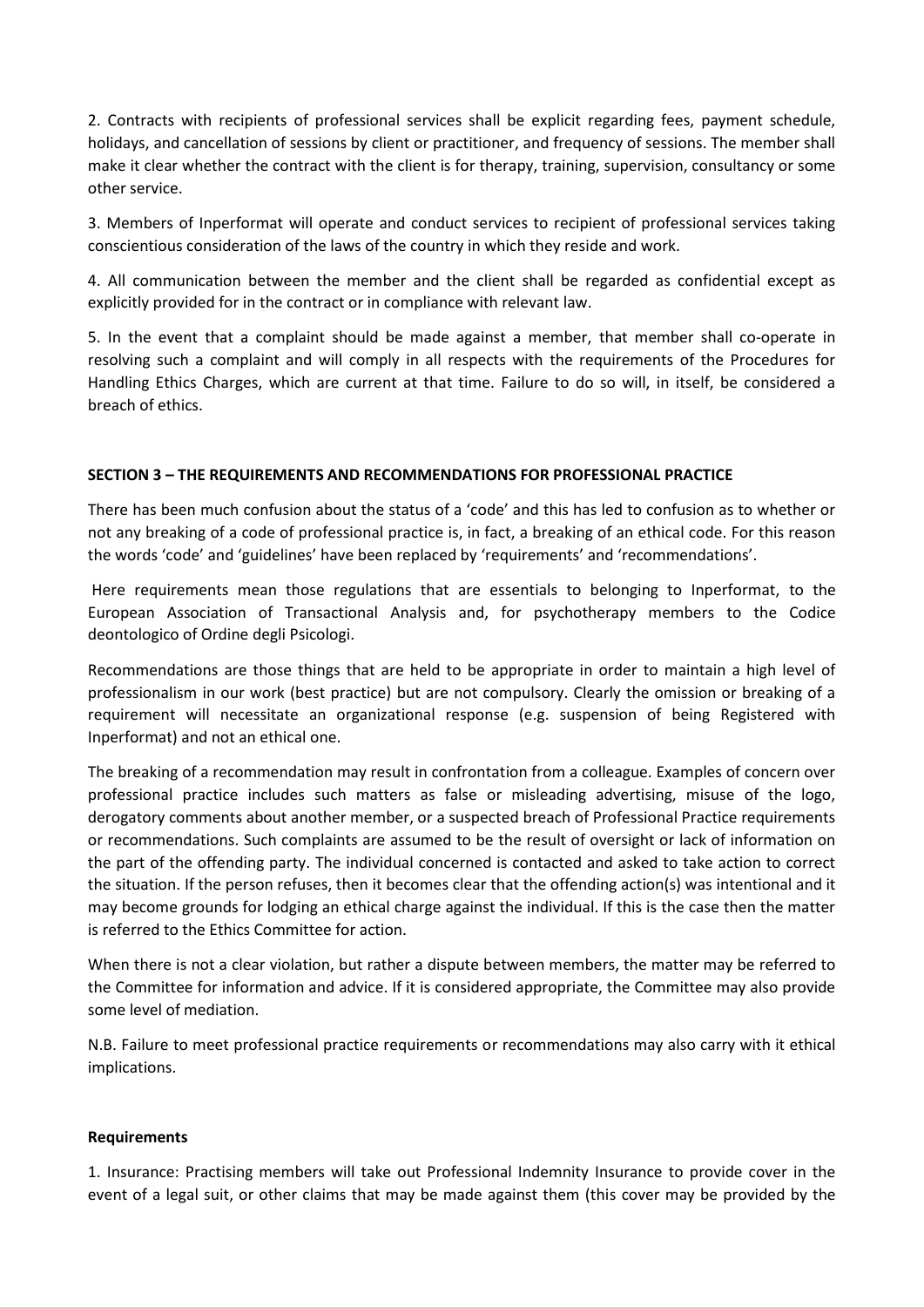2. Contracts with recipients of professional services shall be explicit regarding fees, payment schedule, holidays, and cancellation of sessions by client or practitioner, and frequency of sessions. The member shall make it clear whether the contract with the client is for therapy, training, supervision, consultancy or some other service.

3. Members of Inperformat will operate and conduct services to recipient of professional services taking conscientious consideration of the laws of the country in which they reside and work.

4. All communication between the member and the client shall be regarded as confidential except as explicitly provided for in the contract or in compliance with relevant law.

5. In the event that a complaint should be made against a member, that member shall co-operate in resolving such a complaint and will comply in all respects with the requirements of the Procedures for Handling Ethics Charges, which are current at that time. Failure to do so will, in itself, be considered a breach of ethics.

## SECTION 3 – THE REQUIREMENTS AND RECOMMENDATIONS FOR PROFESSIONAL PRACTICE

There has been much confusion about the status of a 'code' and this has led to confusion as to whether or not any breaking of a code of professional practice is, in fact, a breaking of an ethical code. For this reason the words 'code' and 'guidelines' have been replaced by 'requirements' and 'recommendations'.

Here requirements mean those regulations that are essentials to belonging to Inperformat, to the European Association of Transactional Analysis and, for psychotherapy members to the Codice deontologico of Ordine degli Psicologi.

Recommendations are those things that are held to be appropriate in order to maintain a high level of professionalism in our work (best practice) but are not compulsory. Clearly the omission or breaking of a requirement will necessitate an organizational response (e.g. suspension of being Registered with Inperformat) and not an ethical one.

The breaking of a recommendation may result in confrontation from a colleague. Examples of concern over professional practice includes such matters as false or misleading advertising, misuse of the logo, derogatory comments about another member, or a suspected breach of Professional Practice requirements or recommendations. Such complaints are assumed to be the result of oversight or lack of information on the part of the offending party. The individual concerned is contacted and asked to take action to correct the situation. If the person refuses, then it becomes clear that the offending action(s) was intentional and it may become grounds for lodging an ethical charge against the individual. If this is the case then the matter is referred to the Ethics Committee for action.

When there is not a clear violation, but rather a dispute between members, the matter may be referred to the Committee for information and advice. If it is considered appropriate, the Committee may also provide some level of mediation.

N.B. Failure to meet professional practice requirements or recommendations may also carry with it ethical implications.

### Requirements

1. Insurance: Practising members will take out Professional Indemnity Insurance to provide cover in the event of a legal suit, or other claims that may be made against them (this cover may be provided by the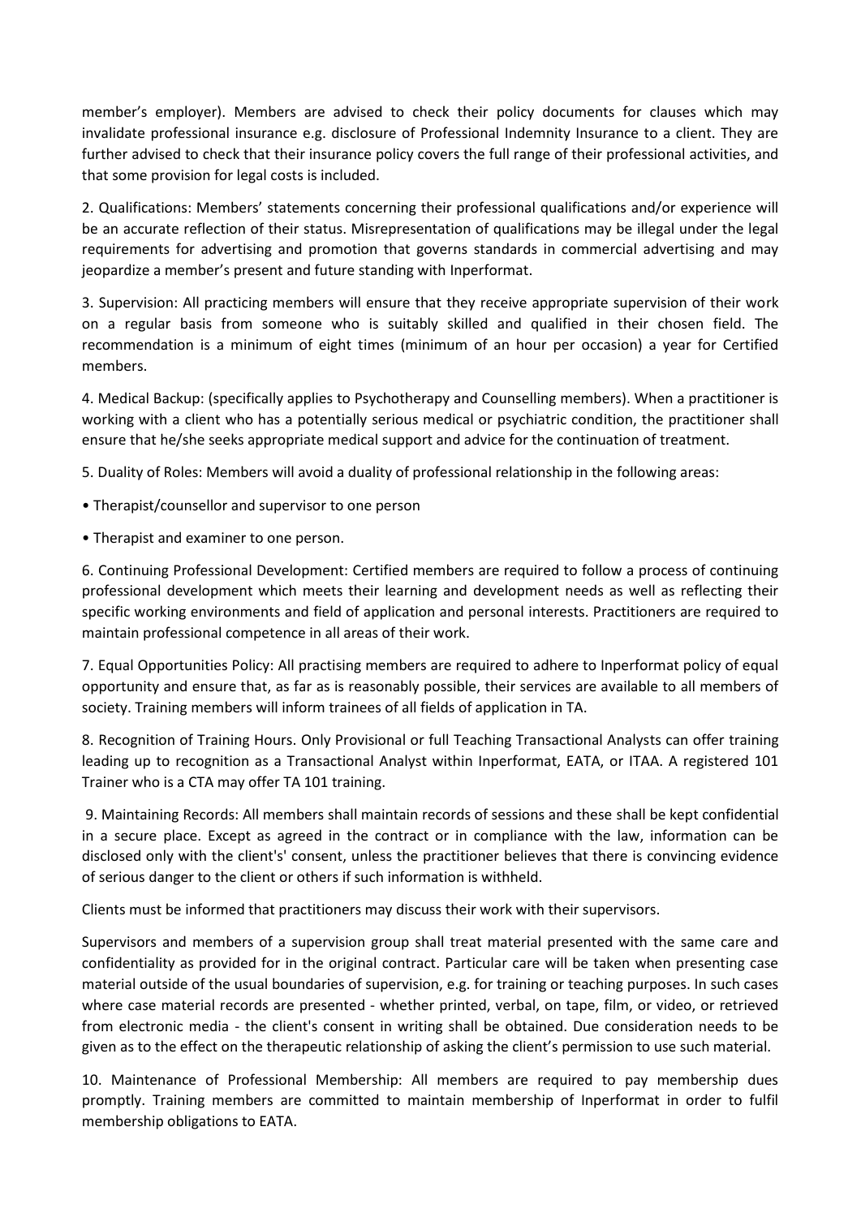member's employer). Members are advised to check their policy documents for clauses which may invalidate professional insurance e.g. disclosure of Professional Indemnity Insurance to a client. They are further advised to check that their insurance policy covers the full range of their professional activities, and that some provision for legal costs is included.

2. Qualifications: Members' statements concerning their professional qualifications and/or experience will be an accurate reflection of their status. Misrepresentation of qualifications may be illegal under the legal requirements for advertising and promotion that governs standards in commercial advertising and may jeopardize a member's present and future standing with Inperformat.

3. Supervision: All practicing members will ensure that they receive appropriate supervision of their work on a regular basis from someone who is suitably skilled and qualified in their chosen field. The recommendation is a minimum of eight times (minimum of an hour per occasion) a year for Certified members.

4. Medical Backup: (specifically applies to Psychotherapy and Counselling members). When a practitioner is working with a client who has a potentially serious medical or psychiatric condition, the practitioner shall ensure that he/she seeks appropriate medical support and advice for the continuation of treatment.

5. Duality of Roles: Members will avoid a duality of professional relationship in the following areas:

- Therapist/counsellor and supervisor to one person
- Therapist and examiner to one person.

6. Continuing Professional Development: Certified members are required to follow a process of continuing professional development which meets their learning and development needs as well as reflecting their specific working environments and field of application and personal interests. Practitioners are required to maintain professional competence in all areas of their work.

7. Equal Opportunities Policy: All practising members are required to adhere to Inperformat policy of equal opportunity and ensure that, as far as is reasonably possible, their services are available to all members of society. Training members will inform trainees of all fields of application in TA.

8. Recognition of Training Hours. Only Provisional or full Teaching Transactional Analysts can offer training leading up to recognition as a Transactional Analyst within Inperformat, EATA, or ITAA. A registered 101 Trainer who is a CTA may offer TA 101 training.

9. Maintaining Records: All members shall maintain records of sessions and these shall be kept confidential in a secure place. Except as agreed in the contract or in compliance with the law, information can be disclosed only with the client's' consent, unless the practitioner believes that there is convincing evidence of serious danger to the client or others if such information is withheld.

Clients must be informed that practitioners may discuss their work with their supervisors.

Supervisors and members of a supervision group shall treat material presented with the same care and confidentiality as provided for in the original contract. Particular care will be taken when presenting case material outside of the usual boundaries of supervision, e.g. for training or teaching purposes. In such cases where case material records are presented - whether printed, verbal, on tape, film, or video, or retrieved from electronic media - the client's consent in writing shall be obtained. Due consideration needs to be given as to the effect on the therapeutic relationship of asking the client's permission to use such material.

10. Maintenance of Professional Membership: All members are required to pay membership dues promptly. Training members are committed to maintain membership of Inperformat in order to fulfil membership obligations to EATA.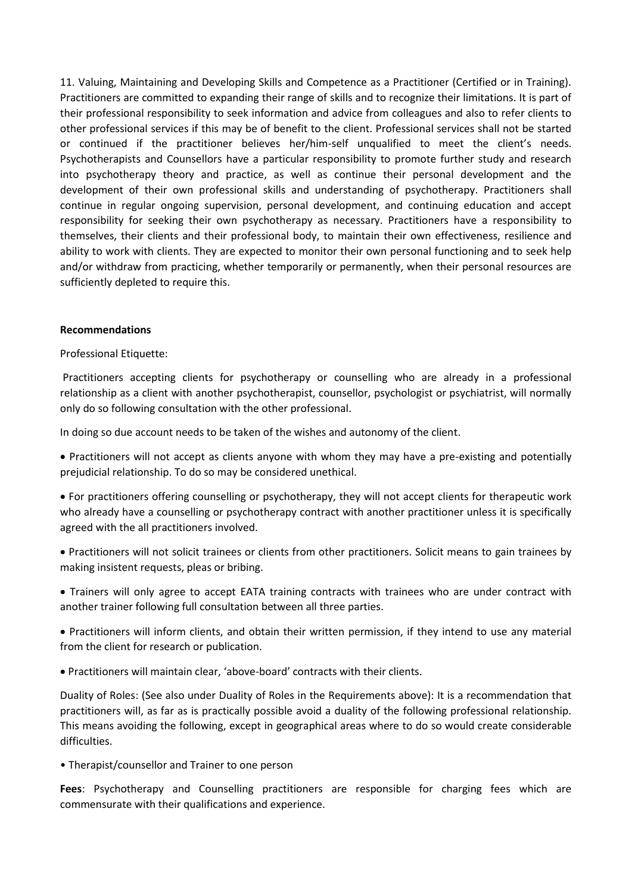11. Valuing, Maintaining and Developing Skills and Competence as a Practitioner (Certified or in Training). Practitioners are committed to expanding their range of skills and to recognize their limitations. It is part of their professional responsibility to seek information and advice from colleagues and also to refer clients to other professional services if this may be of benefit to the client. Professional services shall not be started or continued if the practitioner believes her/him-self unqualified to meet the client's needs. Psychotherapists and Counsellors have a particular responsibility to promote further study and research into psychotherapy theory and practice, as well as continue their personal development and the development of their own professional skills and understanding of psychotherapy. Practitioners shall continue in regular ongoing supervision, personal development, and continuing education and accept responsibility for seeking their own psychotherapy as necessary. Practitioners have a responsibility to themselves, their clients and their professional body, to maintain their own effectiveness, resilience and ability to work with clients. They are expected to monitor their own personal functioning and to seek help and/or withdraw from practicing, whether temporarily or permanently, when their personal resources are sufficiently depleted to require this.

**Recommendations**

Professional Etiquette:

Practitioners accepting clients for psychotherapy or counselling who are already in a professional relationship as a client with another psychotherapist, counsellor, psychologist or psychiatrist, will normally only do so following consultation with the other professional.

In doing so due account needs to be taken of the wishes and autonomy of the client.

- Practitioners will not accept as clients anyone with whom they may have a pre-existing and potentially prejudicial relationship. To do so may be considered unethical.
- For practitioners offering counselling or psychotherapy, they will not accept clients for therapeutic work who already have a counselling or psychotherapy contract with another practitioner unless it is specifically agreed with the all practitioners involved.
- Practitioners will not solicit trainees or clients from other practitioners. Solicit means to gain trainees by making insistent requests, pleas or bribing.
- Trainers will only agree to accept EATA training contracts with trainees who are under contract with another trainer following full consultation between all three parties.
- Practitioners will inform clients, and obtain their written permission, if they intend to use any material from the client for research or publication.
- Practitioners will maintain clear, 'above-board' contracts with their clients.

Duality of Roles: (See also under Duality of Roles in the Requirements above): It is a recommendation that practitioners will, as far as is practically possible avoid a duality of the following professional relationship. This means avoiding the following, except in geographical areas where to do so would create considerable difficulties.

- Therapist/counsellor and Trainer to one person

**Fees**: Psychotherapy and Counselling practitioners are responsible for charging fees which are commensurate with their qualifications and experience.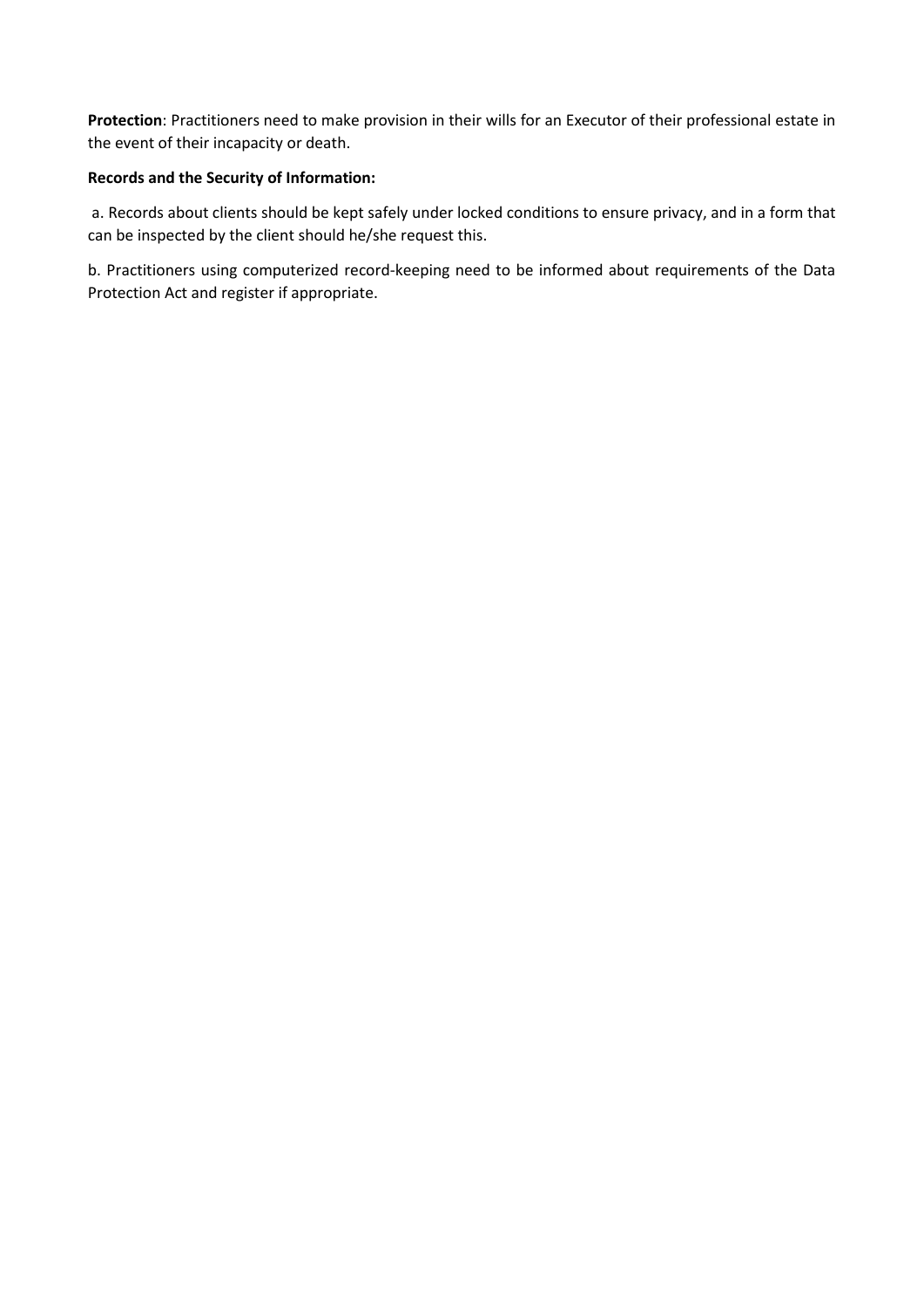**Protection**: Practitioners need to make provision in their wills for an Executor of their professional estate in the event of their incapacity or death.

**Records and the Security of Information:**

a. Records about clients should be kept safely under locked conditions to ensure privacy, and in a form that can be inspected by the client should he/she request this.

b. Practitioners using computerized record-keeping need to be informed about requirements of the Data Protection Act and register if appropriate.